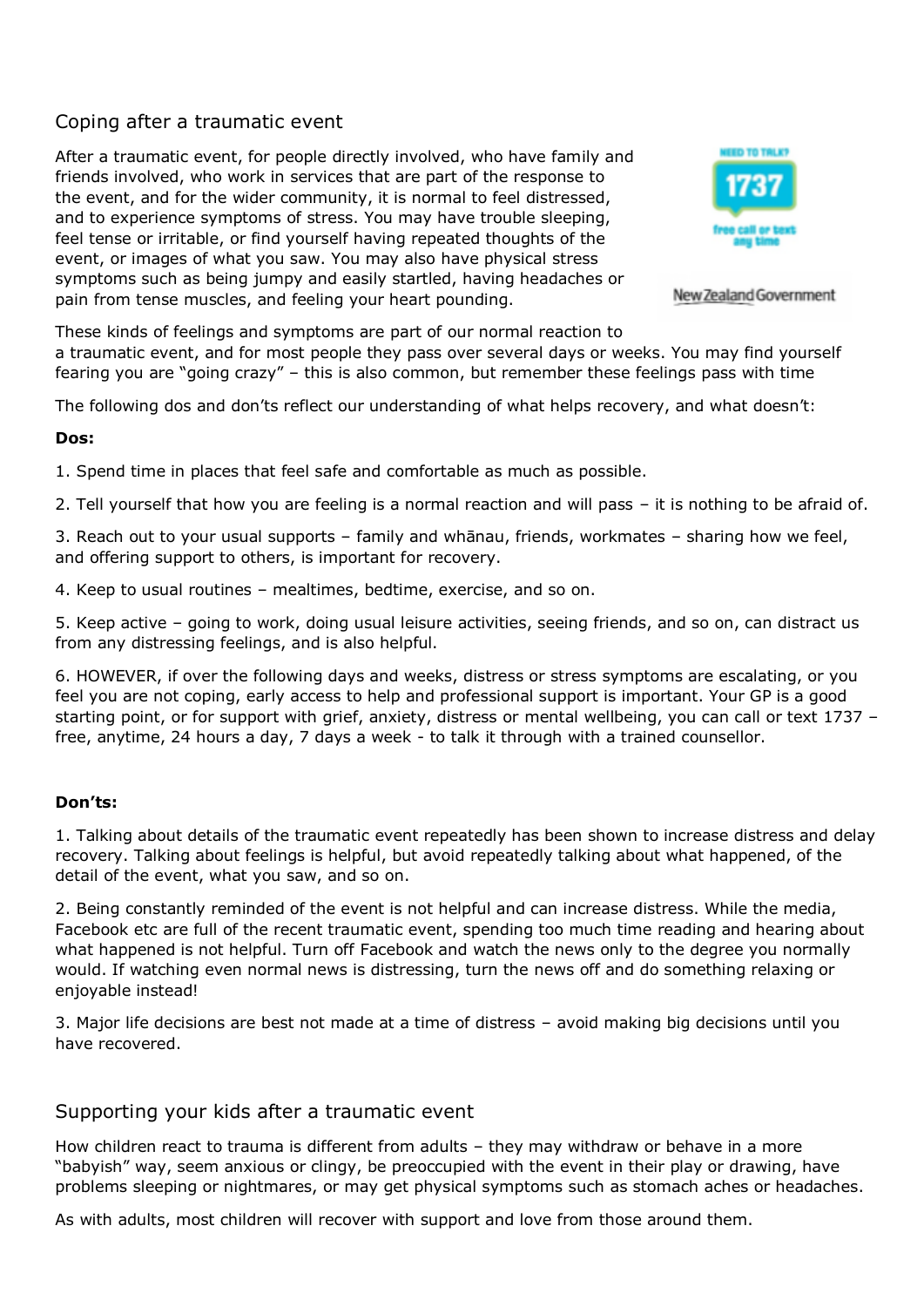## Coping after a traumatic event

After a traumatic event, for people directly involved, who have family and friends involved, who work in services that are part of the response to the event, and for the wider community, it is normal to feel distressed, and to experience symptoms of stress. You may have trouble sleeping, feel tense or irritable, or find yourself having repeated thoughts of the event, or images of what you saw. You may also have physical stress symptoms such as being jumpy and easily startled, having headaches or pain from tense muscles, and feeling your heart pounding.

NEED TO TALK? 1737 free call or text any time

New Zealand Government

These kinds of feelings and symptoms are part of our normal reaction to a traumatic event, and for most people they pass over several days or weeks. You may find yourself fearing you are "going crazy" – this is also common, but remember these feelings pass with time

The following dos and don'ts reflect our understanding of what helps recovery, and what doesn't:

**Dos:**

1. Spend time in places that feel safe and comfortable as much as possible.

2. Tell yourself that how you are feeling is a normal reaction and will pass – it is nothing to be afraid of.

3. Reach out to your usual supports – family and whānau, friends, workmates – sharing how we feel, and offering support to others, is important for recovery.

4. Keep to usual routines – mealtimes, bedtime, exercise, and so on.

5. Keep active – going to work, doing usual leisure activities, seeing friends, and so on, can distract us from any distressing feelings, and is also helpful.

6. HOWEVER, if over the following days and weeks, distress or stress symptoms are escalating, or you feel you are not coping, early access to help and professional support is important. Your GP is a good starting point, or for support with grief, anxiety, distress or mental wellbeing, you can call or text 1737 – free, anytime, 24 hours a day, 7 days a week - to talk it through with a trained counsellor.

**Don'ts:**

1. Talking about details of the traumatic event repeatedly has been shown to increase distress and delay recovery. Talking about feelings is helpful, but avoid repeatedly talking about what happened, of the detail of the event, what you saw, and so on.

2. Being constantly reminded of the event is not helpful and can increase distress. While the media, Facebook etc are full of the recent traumatic event, spending too much time reading and hearing about what happened is not helpful. Turn off Facebook and watch the news only to the degree you normally would. If watching even normal news is distressing, turn the news off and do something relaxing or enjoyable instead!

3. Major life decisions are best not made at a time of distress – avoid making big decisions until you have recovered.

## Supporting your kids after a traumatic event

How children react to trauma is different from adults – they may withdraw or behave in a more "babyish" way, seem anxious or clingy, be preoccupied with the event in their play or drawing, have problems sleeping or nightmares, or may get physical symptoms such as stomach aches or headaches.

As with adults, most children will recover with support and love from those around them.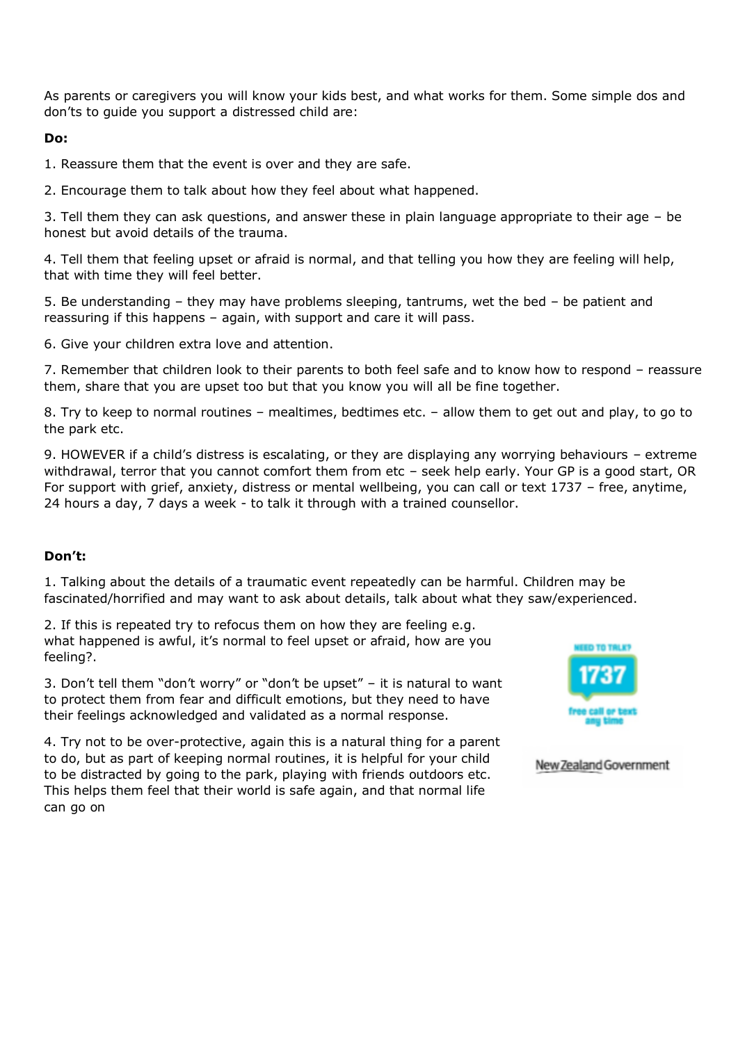As parents or caregivers you will know your kids best, and what works for them. Some simple dos and don't to guide you support a distressed child are:

**Do:**

1. Reassure them that the event is over and they are safe.

2. Encourage them to talk about how they feel about what happened.

3. Tell them they can ask questions, and answer these in plain language appropriate to their age – be honest but avoid details of the trauma.

4. Tell them that feeling upset or afraid is normal, and that telling you how they are feeling will help, that with time they will feel better.

5. Be understanding – they may have problems sleeping, tantrums, wet the bed – be patient and reassuring if this happens – again, with support and care it will pass.

6. Give your children extra love and attention.

7. Remember that children look to their parents to both feel safe and to know how to respond – reassure them, share that you are upset too but that you know you will all be fine together.

8. Try to keep to normal routines – mealtimes, bedtimes etc. – allow them to get out and play, to go to the park etc.

9. HOWEVER if a child's distress is escalating, or they are displaying any worrying behaviours – extreme withdrawal, terror that you cannot comfort them from etc – seek help early. Your GP is a good start, OR For support with grief, anxiety, distress or mental wellbeing, you can call or text 1737 – free, anytime, 24 hours a day, 7 days a week - to talk it through with a trained counsellor.

**Don't:**

1. Talking about the details of a traumatic event repeatedly can be harmful. Children may be fascinated/horrified and may want to ask about details, talk about what they saw/experienced.

2. If this is repeated try to refocus them on how they are feeling e.g. what happened is awful, it's normal to feel upset or afraid, how are you feeling?.

3. Don't tell them "don't worry" or "don't be upset" – it is natural to want to protect them from fear and difficult emotions, but they need to have their feelings acknowledged and validated as a normal response.

4. Try not to be over-protective, again this is a natural thing for a parent to do, but as part of keeping normal routines, it is helpful for your child to be distracted by going to the park, playing with friends outdoors etc. This helps them feel that their world is safe again, and that normal life can go on

NEED TO TALK?
1737
free call or text any time

New Zealand Government